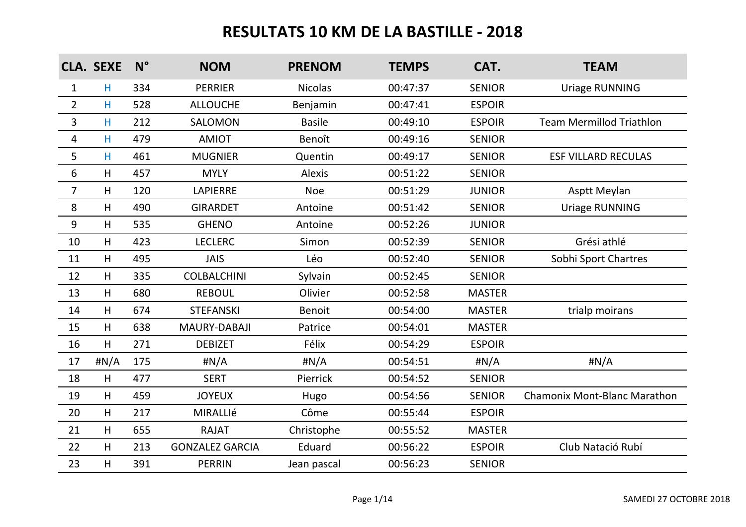# RESULTATS 10 KM DE LA BASTILLE - 2018

| CLA. | SEXE | N° | NOM | PRENOM | TEMPS | CAT. | TEAM |
|---|---|---|---|---|---|---|---|
| 1 | H | 334 | PERRIER | Nicolas | 00:47:37 | SENIOR | Uriage RUNNING |
| 2 | H | 528 | ALLOUCHE | Benjamin | 00:47:41 | ESPOIR | |
| 3 | H | 212 | SALOMON | Basile | 00:49:10 | ESPOIR | Team Mermillod Triathlon |
| 4 | H | 479 | AMIOT | Benoît | 00:49:16 | SENIOR | |
| 5 | H | 461 | MUGNIER | Quentin | 00:49:17 | SENIOR | ESF VILLARD RECULAS |
| 6 | H | 457 | MYLY | Alexis | 00:51:22 | SENIOR | |
| 7 | H | 120 | LAPIERRE | Noe | 00:51:29 | JUNIOR | Asptt Meylan |
| 8 | H | 490 | GIRARDET | Antoine | 00:51:42 | SENIOR | Uriage RUNNING |
| 9 | H | 535 | GHENO | Antoine | 00:52:26 | JUNIOR | |
| 10 | H | 423 | LECLERC | Simon | 00:52:39 | SENIOR | Grési athlé |
| 11 | H | 495 | JAIS | Léo | 00:52:40 | SENIOR | Sobhi Sport Chartres |
| 12 | H | 335 | COLBALCHINI | Sylvain | 00:52:45 | SENIOR | |
| 13 | H | 680 | REBOUL | Olivier | 00:52:58 | MASTER | |
| 14 | H | 674 | STEFANSKI | Benoit | 00:54:00 | MASTER | trialp moirans |
| 15 | H | 638 | MAURY-DABAJI | Patrice | 00:54:01 | MASTER | |
| 16 | H | 271 | DEBIZET | Félix | 00:54:29 | ESPOIR | |
| 17 | #N/A | 175 | #N/A | #N/A | 00:54:51 | #N/A | #N/A |
| 18 | H | 477 | SERT | Pierrick | 00:54:52 | SENIOR | |
| 19 | H | 459 | JOYEUX | Hugo | 00:54:56 | SENIOR | Chamonix Mont-Blanc Marathon |
| 20 | H | 217 | MIRALLIé | Côme | 00:55:44 | ESPOIR | |
| 21 | H | 655 | RAJAT | Christophe | 00:55:52 | MASTER | |
| 22 | H | 213 | GONZALEZ GARCIA | Eduard | 00:56:22 | ESPOIR | Club Natació Rubí |
| 23 | H | 391 | PERRIN | Jean pascal | 00:56:23 | SENIOR | |

SAMEDI 27 OCTOBRE 2018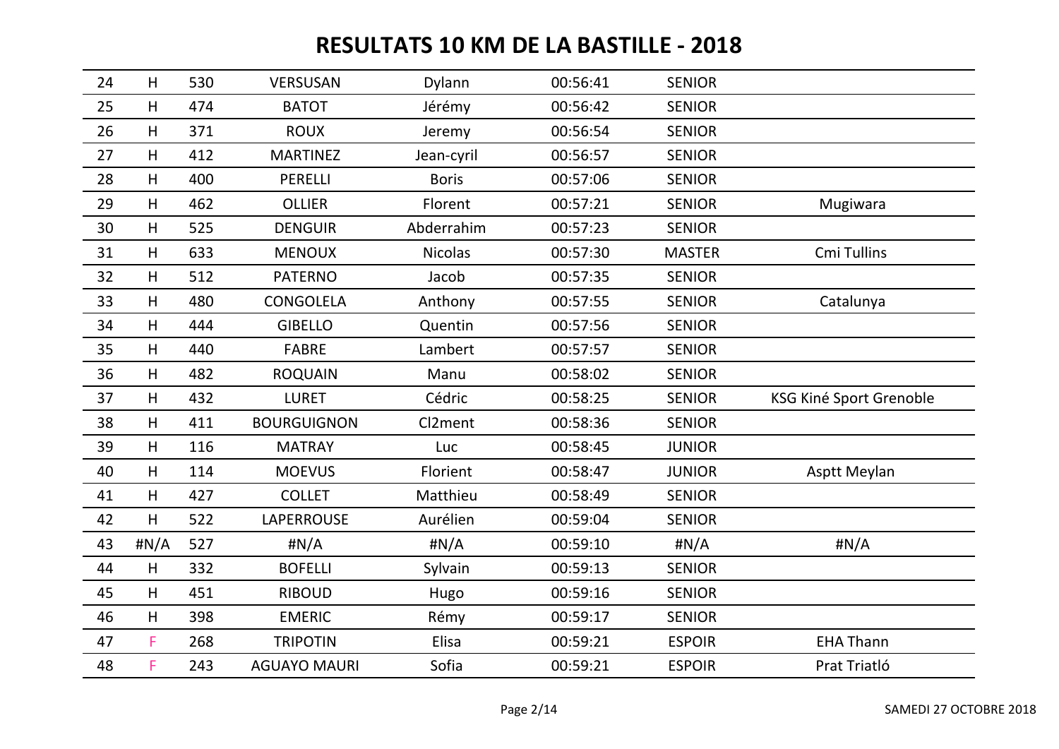# RESULTATS 10 KM DE LA BASTILLE - 2018

| | | | | | | | |
|---|---|---|---|---|---|---|---|
| 24 | H | 530 | VERSUSAN | Dylann | 00:56:41 | SENIOR | |
| 25 | H | 474 | BATOT | Jérémy | 00:56:42 | SENIOR | |
| 26 | H | 371 | ROUX | Jeremy | 00:56:54 | SENIOR | |
| 27 | H | 412 | MARTINEZ | Jean-cyril | 00:56:57 | SENIOR | |
| 28 | H | 400 | PERELLI | Boris | 00:57:06 | SENIOR | |
| 29 | H | 462 | OLLIER | Florent | 00:57:21 | SENIOR | Mugiwara |
| 30 | H | 525 | DENGUIR | Abderrahim | 00:57:23 | SENIOR | |
| 31 | H | 633 | MENOUX | Nicolas | 00:57:30 | MASTER | Cmi Tullins |
| 32 | H | 512 | PATERNO | Jacob | 00:57:35 | SENIOR | |
| 33 | H | 480 | CONGOLELA | Anthony | 00:57:55 | SENIOR | Catalunya |
| 34 | H | 444 | GIBELLO | Quentin | 00:57:56 | SENIOR | |
| 35 | H | 440 | FABRE | Lambert | 00:57:57 | SENIOR | |
| 36 | H | 482 | ROQUAIN | Manu | 00:58:02 | SENIOR | |
| 37 | H | 432 | LURET | Cédric | 00:58:25 | SENIOR | KSG Kiné Sport Grenoble |
| 38 | H | 411 | BOURGUIGNON | Cl2ment | 00:58:36 | SENIOR | |
| 39 | H | 116 | MATRAY | Luc | 00:58:45 | JUNIOR | |
| 40 | H | 114 | MOEVUS | Florient | 00:58:47 | JUNIOR | Asptt Meylan |
| 41 | H | 427 | COLLET | Matthieu | 00:58:49 | SENIOR | |
| 42 | H | 522 | LAPERROUSE | Aurélien | 00:59:04 | SENIOR | |
| 43 | #N/A | 527 | #N/A | #N/A | 00:59:10 | #N/A | #N/A |
| 44 | H | 332 | BOFELLI | Sylvain | 00:59:13 | SENIOR | |
| 45 | H | 451 | RIBOUD | Hugo | 00:59:16 | SENIOR | |
| 46 | H | 398 | EMERIC | Rémy | 00:59:17 | SENIOR | |
| 47 | F | 268 | TRIPOTIN | Elisa | 00:59:21 | ESPOIR | EHA Thann |
| 48 | F | 243 | AGUAYO MAURI | Sofia | 00:59:21 | ESPOIR | Prat Triatló |

SAMEDI 27 OCTOBRE 2018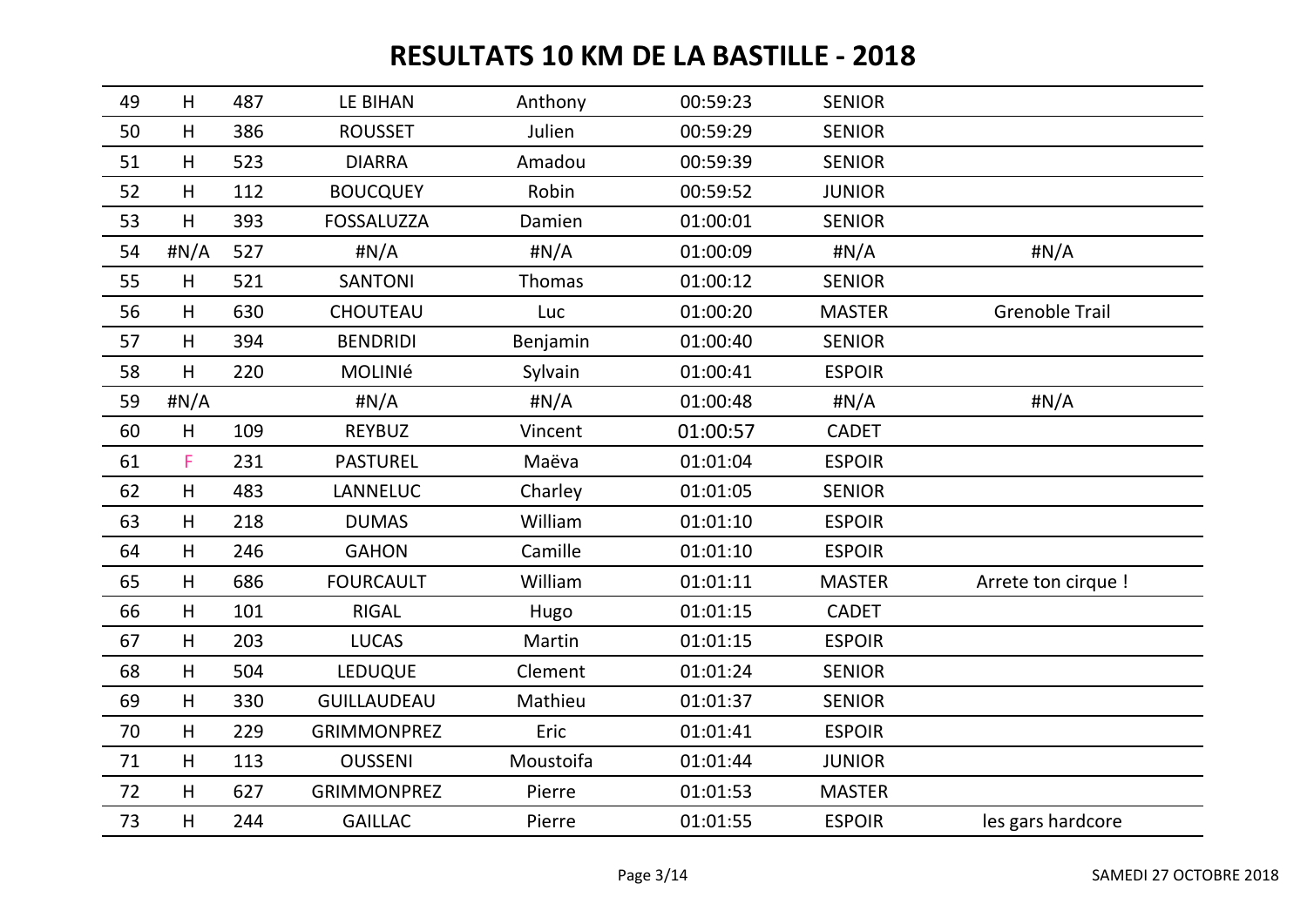# RESULTATS 10 KM DE LA BASTILLE - 2018

| | | | | | | | |
|---|---|---|---|---|---|---|---|
| 49 | H | 487 | LE BIHAN | Anthony | 00:59:23 | SENIOR | |
| 50 | H | 386 | ROUSSET | Julien | 00:59:29 | SENIOR | |
| 51 | H | 523 | DIARRA | Amadou | 00:59:39 | SENIOR | |
| 52 | H | 112 | BOUCQUEY | Robin | 00:59:52 | JUNIOR | |
| 53 | H | 393 | FOSSALUZZA | Damien | 01:00:01 | SENIOR | |
| 54 | #N/A | 527 | #N/A | #N/A | 01:00:09 | #N/A | #N/A |
| 55 | H | 521 | SANTONI | Thomas | 01:00:12 | SENIOR | |
| 56 | H | 630 | CHOUTEAU | Luc | 01:00:20 | MASTER | Grenoble Trail |
| 57 | H | 394 | BENDRIDI | Benjamin | 01:00:40 | SENIOR | |
| 58 | H | 220 | MOLINIé | Sylvain | 01:00:41 | ESPOIR | |
| 59 | #N/A | | #N/A | #N/A | 01:00:48 | #N/A | #N/A |
| 60 | H | 109 | REYBUZ | Vincent | 01:00:57 | CADET | |
| 61 | F | 231 | PASTUREL | Maëva | 01:01:04 | ESPOIR | |
| 62 | H | 483 | LANNELUC | Charley | 01:01:05 | SENIOR | |
| 63 | H | 218 | DUMAS | William | 01:01:10 | ESPOIR | |
| 64 | H | 246 | GAHON | Camille | 01:01:10 | ESPOIR | |
| 65 | H | 686 | FOURCAULT | William | 01:01:11 | MASTER | Arrete ton cirque ! |
| 66 | H | 101 | RIGAL | Hugo | 01:01:15 | CADET | |
| 67 | H | 203 | LUCAS | Martin | 01:01:15 | ESPOIR | |
| 68 | H | 504 | LEDUQUE | Clement | 01:01:24 | SENIOR | |
| 69 | H | 330 | GUILLAUDEAU | Mathieu | 01:01:37 | SENIOR | |
| 70 | H | 229 | GRIMMONPREZ | Eric | 01:01:41 | ESPOIR | |
| 71 | H | 113 | OUSSENI | Moustoifa | 01:01:44 | JUNIOR | |
| 72 | H | 627 | GRIMMONPREZ | Pierre | 01:01:53 | MASTER | |
| 73 | H | 244 | GAILLAC | Pierre | 01:01:55 | ESPOIR | les gars hardcore |

SAMEDI 27 OCTOBRE 2018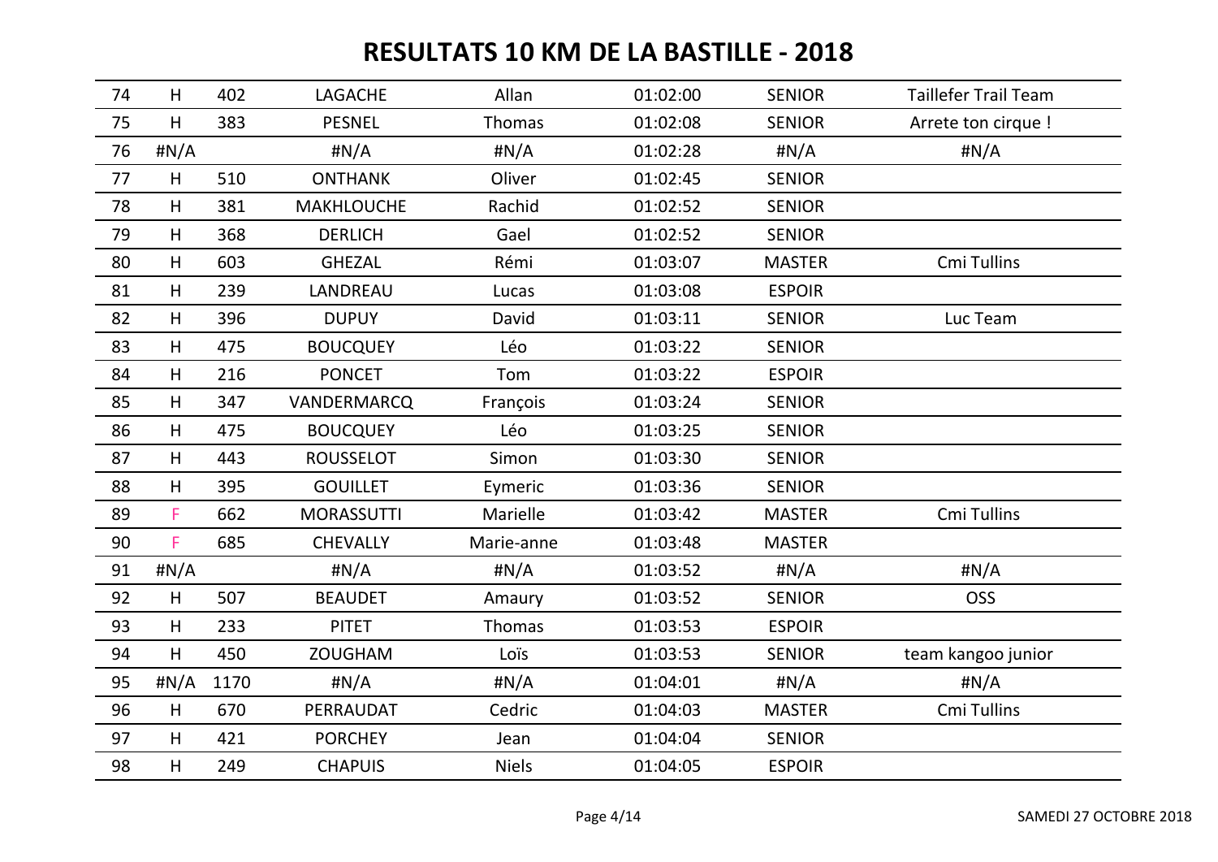# RESULTATS 10 KM DE LA BASTILLE - 2018

| | | | | | | | |
|---|---|---|---|---|---|---|---|
| 74 | H | 402 | LAGACHE | Allan | 01:02:00 | SENIOR | Taillefer Trail Team |
| 75 | H | 383 | PESNEL | Thomas | 01:02:08 | SENIOR | Arrete ton cirque ! |
| 76 | #N/A | | #N/A | #N/A | 01:02:28 | #N/A | #N/A |
| 77 | H | 510 | ONTHANK | Oliver | 01:02:45 | SENIOR | |
| 78 | H | 381 | MAKHLOUCHE | Rachid | 01:02:52 | SENIOR | |
| 79 | H | 368 | DERLICH | Gael | 01:02:52 | SENIOR | |
| 80 | H | 603 | GHEZAL | Rémi | 01:03:07 | MASTER | Cmi Tullins |
| 81 | H | 239 | LANDREAU | Lucas | 01:03:08 | ESPOIR | |
| 82 | H | 396 | DUPUY | David | 01:03:11 | SENIOR | Luc Team |
| 83 | H | 475 | BOUCQUEY | Léo | 01:03:22 | SENIOR | |
| 84 | H | 216 | PONCET | Tom | 01:03:22 | ESPOIR | |
| 85 | H | 347 | VANDERMARCQ | François | 01:03:24 | SENIOR | |
| 86 | H | 475 | BOUCQUEY | Léo | 01:03:25 | SENIOR | |
| 87 | H | 443 | ROUSSELOT | Simon | 01:03:30 | SENIOR | |
| 88 | H | 395 | GOUILLET | Eymeric | 01:03:36 | SENIOR | |
| 89 | F | 662 | MORASSUTTI | Marielle | 01:03:42 | MASTER | Cmi Tullins |
| 90 | F | 685 | CHEVALLY | Marie-anne | 01:03:48 | MASTER | |
| 91 | #N/A | | #N/A | #N/A | 01:03:52 | #N/A | #N/A |
| 92 | H | 507 | BEAUDET | Amaury | 01:03:52 | SENIOR | OSS |
| 93 | H | 233 | PITET | Thomas | 01:03:53 | ESPOIR | |
| 94 | H | 450 | ZOUGHAM | Loïs | 01:03:53 | SENIOR | team kangoo junior |
| 95 | #N/A | 1170 | #N/A | #N/A | 01:04:01 | #N/A | #N/A |
| 96 | H | 670 | PERRAUDAT | Cedric | 01:04:03 | MASTER | Cmi Tullins |
| 97 | H | 421 | PORCHEY | Jean | 01:04:04 | SENIOR | |
| 98 | H | 249 | CHAPUIS | Niels | 01:04:05 | ESPOIR | |

SAMEDI 27 OCTOBRE 2018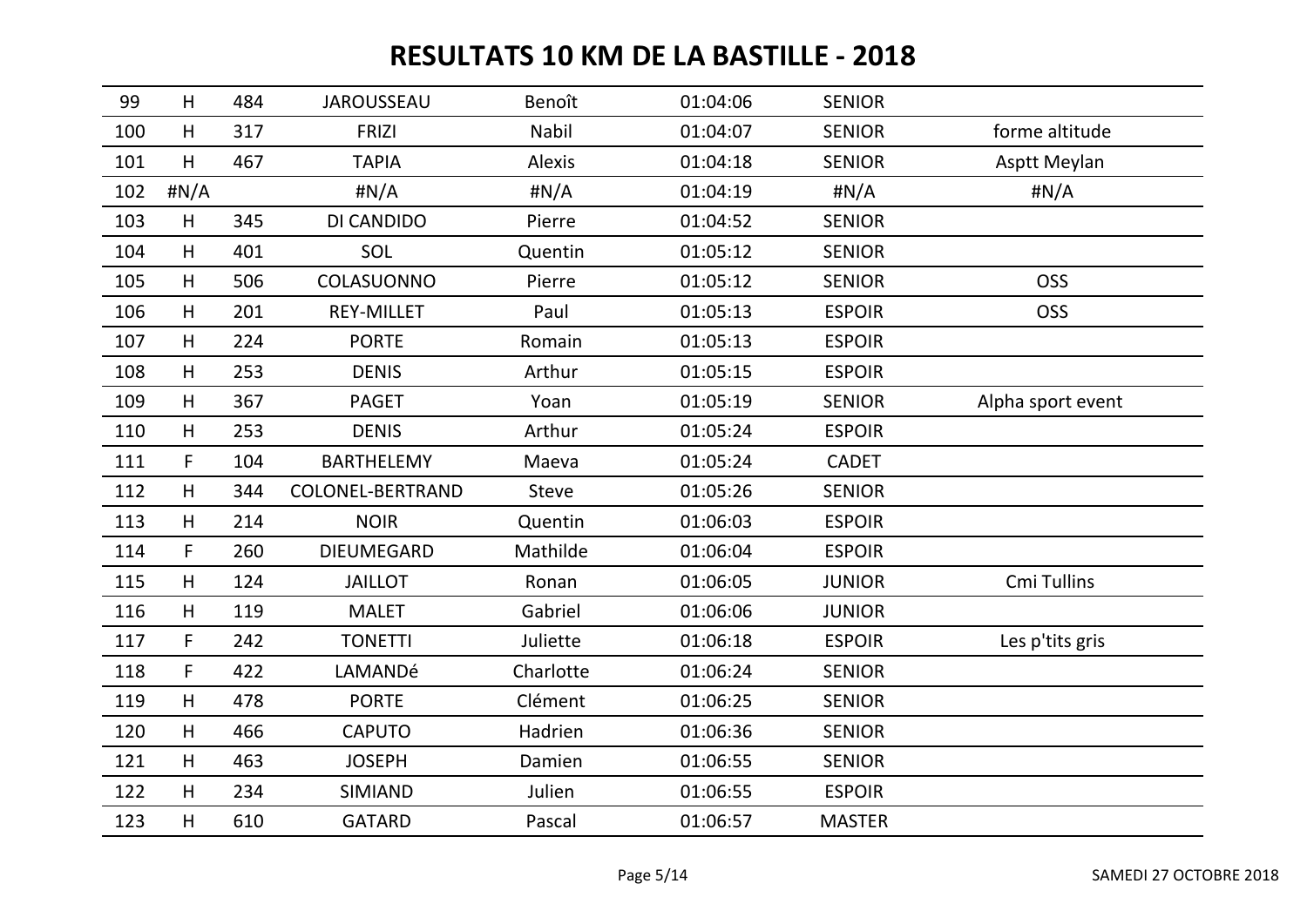# RESULTATS 10 KM DE LA BASTILLE - 2018

| | | | | | | | |
|---|---|---|---|---|---|---|---|
| 99 | H | 484 | JAROUSSEAU | Benoît | 01:04:06 | SENIOR | |
| 100 | H | 317 | FRIZI | Nabil | 01:04:07 | SENIOR | forme altitude |
| 101 | H | 467 | TAPIA | Alexis | 01:04:18 | SENIOR | Asptt Meylan |
| 102 | #N/A | | #N/A | #N/A | 01:04:19 | #N/A | #N/A |
| 103 | H | 345 | DI CANDIDO | Pierre | 01:04:52 | SENIOR | |
| 104 | H | 401 | SOL | Quentin | 01:05:12 | SENIOR | |
| 105 | H | 506 | COLASUONNO | Pierre | 01:05:12 | SENIOR | OSS |
| 106 | H | 201 | REY-MILLET | Paul | 01:05:13 | ESPOIR | OSS |
| 107 | H | 224 | PORTE | Romain | 01:05:13 | ESPOIR | |
| 108 | H | 253 | DENIS | Arthur | 01:05:15 | ESPOIR | |
| 109 | H | 367 | PAGET | Yoan | 01:05:19 | SENIOR | Alpha sport event |
| 110 | H | 253 | DENIS | Arthur | 01:05:24 | ESPOIR | |
| 111 | F | 104 | BARTHELEMY | Maeva | 01:05:24 | CADET | |
| 112 | H | 344 | COLONEL-BERTRAND | Steve | 01:05:26 | SENIOR | |
| 113 | H | 214 | NOIR | Quentin | 01:06:03 | ESPOIR | |
| 114 | F | 260 | DIEUMEGARD | Mathilde | 01:06:04 | ESPOIR | |
| 115 | H | 124 | JAILLOT | Ronan | 01:06:05 | JUNIOR | Cmi Tullins |
| 116 | H | 119 | MALET | Gabriel | 01:06:06 | JUNIOR | |
| 117 | F | 242 | TONETTI | Juliette | 01:06:18 | ESPOIR | Les p'tits gris |
| 118 | F | 422 | LAMANDé | Charlotte | 01:06:24 | SENIOR | |
| 119 | H | 478 | PORTE | Clément | 01:06:25 | SENIOR | |
| 120 | H | 466 | CAPUTO | Hadrien | 01:06:36 | SENIOR | |
| 121 | H | 463 | JOSEPH | Damien | 01:06:55 | SENIOR | |
| 122 | H | 234 | SIMIAND | Julien | 01:06:55 | ESPOIR | |
| 123 | H | 610 | GATARD | Pascal | 01:06:57 | MASTER | |

SAMEDI 27 OCTOBRE 2018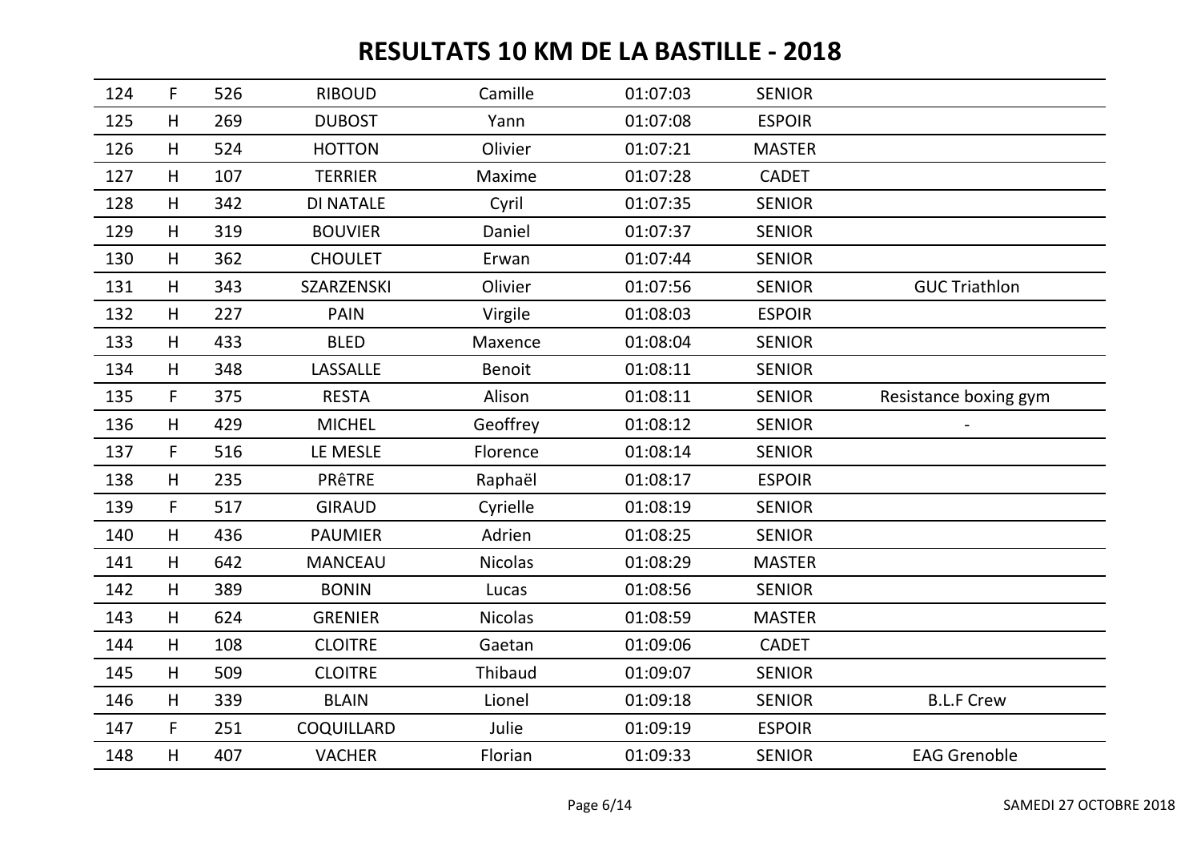# RESULTATS 10 KM DE LA BASTILLE - 2018

| | | | | | | | |
|---|---|---|---|---|---|---|---|
| 124 | F | 526 | RIBOUD | Camille | 01:07:03 | SENIOR | |
| 125 | H | 269 | DUBOST | Yann | 01:07:08 | ESPOIR | |
| 126 | H | 524 | HOTTON | Olivier | 01:07:21 | MASTER | |
| 127 | H | 107 | TERRIER | Maxime | 01:07:28 | CADET | |
| 128 | H | 342 | DI NATALE | Cyril | 01:07:35 | SENIOR | |
| 129 | H | 319 | BOUVIER | Daniel | 01:07:37 | SENIOR | |
| 130 | H | 362 | CHOULET | Erwan | 01:07:44 | SENIOR | |
| 131 | H | 343 | SZARZENSKI | Olivier | 01:07:56 | SENIOR | GUC Triathlon |
| 132 | H | 227 | PAIN | Virgile | 01:08:03 | ESPOIR | |
| 133 | H | 433 | BLED | Maxence | 01:08:04 | SENIOR | |
| 134 | H | 348 | LASSALLE | Benoit | 01:08:11 | SENIOR | |
| 135 | F | 375 | RESTA | Alison | 01:08:11 | SENIOR | Resistance boxing gym |
| 136 | H | 429 | MICHEL | Geoffrey | 01:08:12 | SENIOR | - |
| 137 | F | 516 | LE MESLE | Florence | 01:08:14 | SENIOR | |
| 138 | H | 235 | PRêTRE | Raphaël | 01:08:17 | ESPOIR | |
| 139 | F | 517 | GIRAUD | Cyrielle | 01:08:19 | SENIOR | |
| 140 | H | 436 | PAUMIER | Adrien | 01:08:25 | SENIOR | |
| 141 | H | 642 | MANCEAU | Nicolas | 01:08:29 | MASTER | |
| 142 | H | 389 | BONIN | Lucas | 01:08:56 | SENIOR | |
| 143 | H | 624 | GRENIER | Nicolas | 01:08:59 | MASTER | |
| 144 | H | 108 | CLOITRE | Gaetan | 01:09:06 | CADET | |
| 145 | H | 509 | CLOITRE | Thibaud | 01:09:07 | SENIOR | |
| 146 | H | 339 | BLAIN | Lionel | 01:09:18 | SENIOR | B.L.F Crew |
| 147 | F | 251 | COQUILLARD | Julie | 01:09:19 | ESPOIR | |
| 148 | H | 407 | VACHER | Florian | 01:09:33 | SENIOR | EAG Grenoble |

SAMEDI 27 OCTOBRE 2018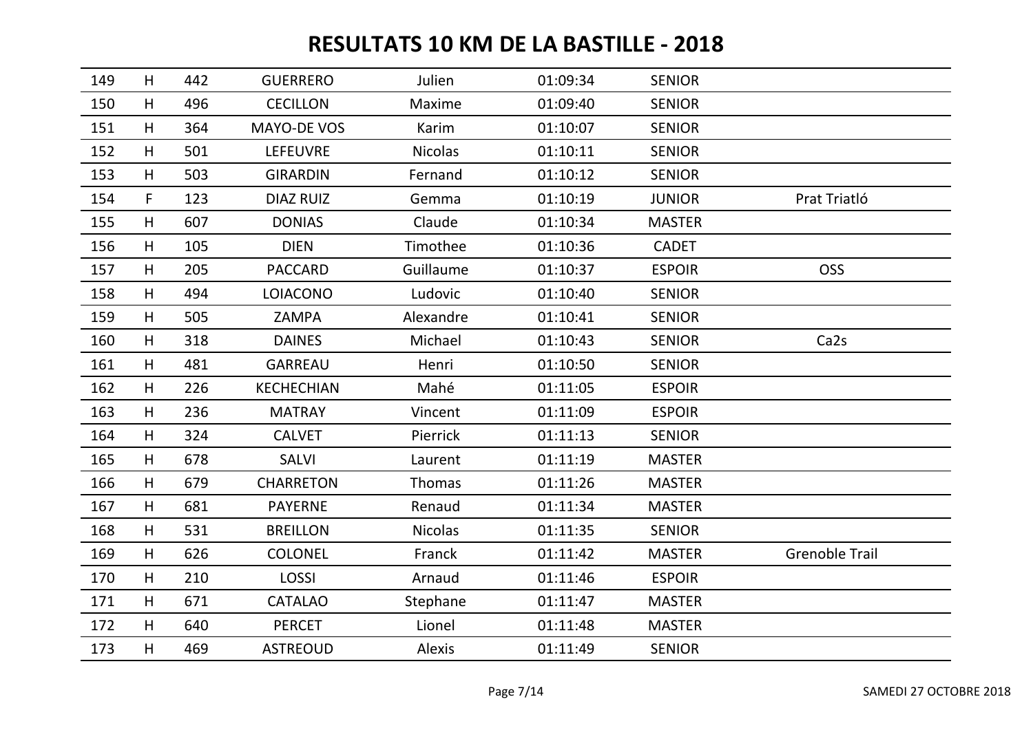# RESULTATS 10 KM DE LA BASTILLE - 2018

| | | | | | | | |
|---|---|---|---|---|---|---|---|
| 149 | H | 442 | GUERRERO | Julien | 01:09:34 | SENIOR | |
| 150 | H | 496 | CECILLON | Maxime | 01:09:40 | SENIOR | |
| 151 | H | 364 | MAYO-DE VOS | Karim | 01:10:07 | SENIOR | |
| 152 | H | 501 | LEFEUVRE | Nicolas | 01:10:11 | SENIOR | |
| 153 | H | 503 | GIRARDIN | Fernand | 01:10:12 | SENIOR | |
| 154 | F | 123 | DIAZ RUIZ | Gemma | 01:10:19 | JUNIOR | Prat Triatló |
| 155 | H | 607 | DONIAS | Claude | 01:10:34 | MASTER | |
| 156 | H | 105 | DIEN | Timothee | 01:10:36 | CADET | |
| 157 | H | 205 | PACCARD | Guillaume | 01:10:37 | ESPOIR | OSS |
| 158 | H | 494 | LOIACONO | Ludovic | 01:10:40 | SENIOR | |
| 159 | H | 505 | ZAMPA | Alexandre | 01:10:41 | SENIOR | |
| 160 | H | 318 | DAINES | Michael | 01:10:43 | SENIOR | Ca2s |
| 161 | H | 481 | GARREAU | Henri | 01:10:50 | SENIOR | |
| 162 | H | 226 | KECHECHIAN | Mahé | 01:11:05 | ESPOIR | |
| 163 | H | 236 | MATRAY | Vincent | 01:11:09 | ESPOIR | |
| 164 | H | 324 | CALVET | Pierrick | 01:11:13 | SENIOR | |
| 165 | H | 678 | SALVI | Laurent | 01:11:19 | MASTER | |
| 166 | H | 679 | CHARRETON | Thomas | 01:11:26 | MASTER | |
| 167 | H | 681 | PAYERNE | Renaud | 01:11:34 | MASTER | |
| 168 | H | 531 | BREILLON | Nicolas | 01:11:35 | SENIOR | |
| 169 | H | 626 | COLONEL | Franck | 01:11:42 | MASTER | Grenoble Trail |
| 170 | H | 210 | LOSSI | Arnaud | 01:11:46 | ESPOIR | |
| 171 | H | 671 | CATALAO | Stephane | 01:11:47 | MASTER | |
| 172 | H | 640 | PERCET | Lionel | 01:11:48 | MASTER | |
| 173 | H | 469 | ASTREOUD | Alexis | 01:11:49 | SENIOR | |

SAMEDI 27 OCTOBRE 2018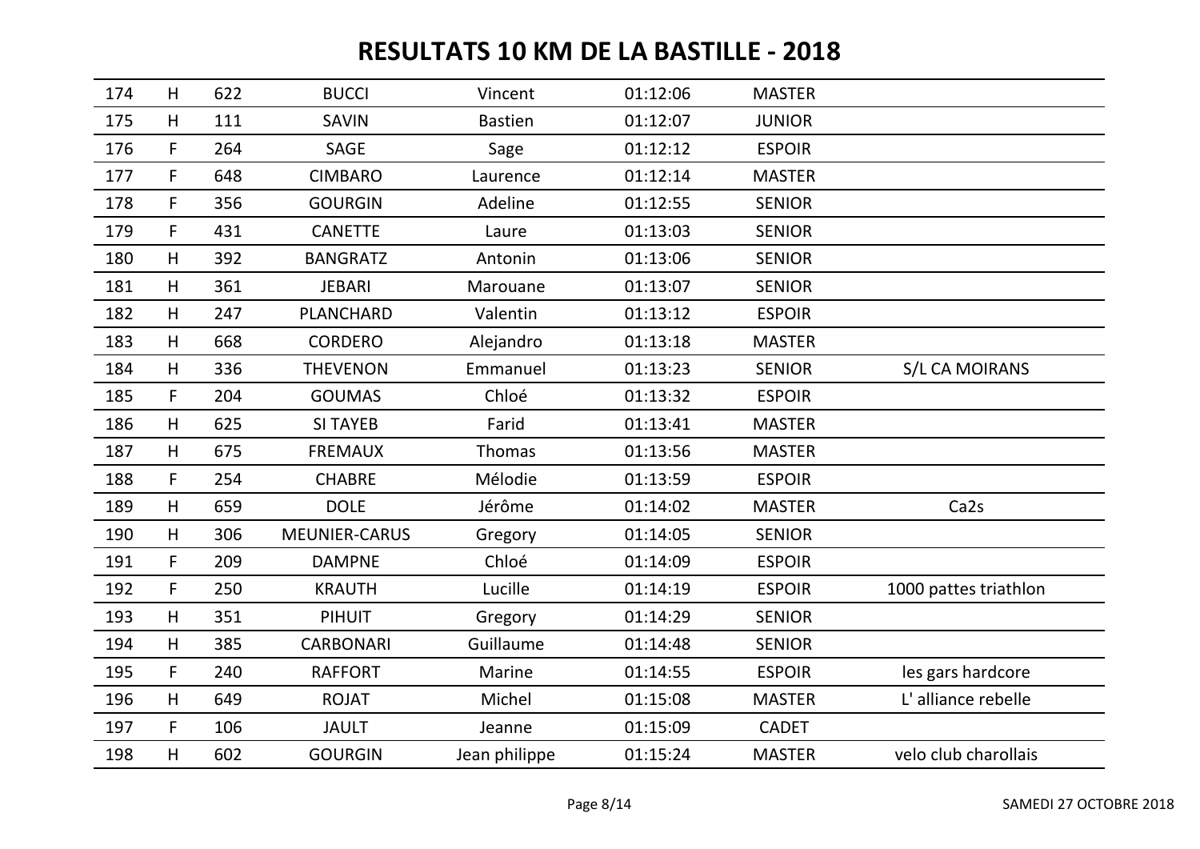# RESULTATS 10 KM DE LA BASTILLE - 2018

| | | | | | | | |
|---|---|---|---|---|---|---|---|
| 174 | H | 622 | BUCCI | Vincent | 01:12:06 | MASTER | |
| 175 | H | 111 | SAVIN | Bastien | 01:12:07 | JUNIOR | |
| 176 | F | 264 | SAGE | Sage | 01:12:12 | ESPOIR | |
| 177 | F | 648 | CIMBARO | Laurence | 01:12:14 | MASTER | |
| 178 | F | 356 | GOURGIN | Adeline | 01:12:55 | SENIOR | |
| 179 | F | 431 | CANETTE | Laure | 01:13:03 | SENIOR | |
| 180 | H | 392 | BANGRATZ | Antonin | 01:13:06 | SENIOR | |
| 181 | H | 361 | JEBARI | Marouane | 01:13:07 | SENIOR | |
| 182 | H | 247 | PLANCHARD | Valentin | 01:13:12 | ESPOIR | |
| 183 | H | 668 | CORDERO | Alejandro | 01:13:18 | MASTER | |
| 184 | H | 336 | THEVENON | Emmanuel | 01:13:23 | SENIOR | S/L CA MOIRANS |
| 185 | F | 204 | GOUMAS | Chloé | 01:13:32 | ESPOIR | |
| 186 | H | 625 | SI TAYEB | Farid | 01:13:41 | MASTER | |
| 187 | H | 675 | FREMAUX | Thomas | 01:13:56 | MASTER | |
| 188 | F | 254 | CHABRE | Mélodie | 01:13:59 | ESPOIR | |
| 189 | H | 659 | DOLE | Jérôme | 01:14:02 | MASTER | Ca2s |
| 190 | H | 306 | MEUNIER-CARUS | Gregory | 01:14:05 | SENIOR | |
| 191 | F | 209 | DAMPNE | Chloé | 01:14:09 | ESPOIR | |
| 192 | F | 250 | KRAUTH | Lucille | 01:14:19 | ESPOIR | 1000 pattes triathlon |
| 193 | H | 351 | PIHUIT | Gregory | 01:14:29 | SENIOR | |
| 194 | H | 385 | CARBONARI | Guillaume | 01:14:48 | SENIOR | |
| 195 | F | 240 | RAFFORT | Marine | 01:14:55 | ESPOIR | les gars hardcore |
| 196 | H | 649 | ROJAT | Michel | 01:15:08 | MASTER | L' alliance rebelle |
| 197 | F | 106 | JAULT | Jeanne | 01:15:09 | CADET | |
| 198 | H | 602 | GOURGIN | Jean philippe | 01:15:24 | MASTER | velo club charollais |

SAMEDI 27 OCTOBRE 2018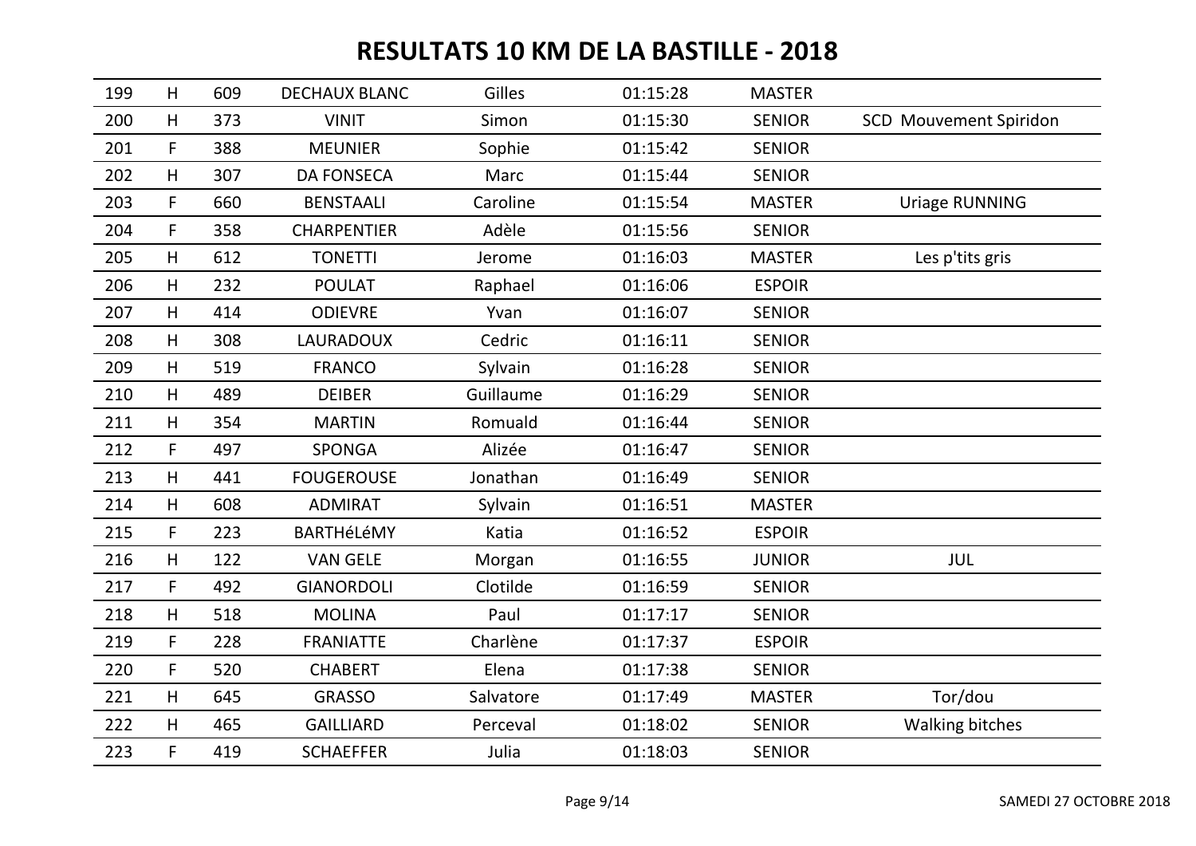# RESULTATS 10 KM DE LA BASTILLE - 2018

| | | | | | | | |
|---|---|---|---|---|---|---|---|
| 199 | H | 609 | DECHAUX BLANC | Gilles | 01:15:28 | MASTER | |
| 200 | H | 373 | VINIT | Simon | 01:15:30 | SENIOR | SCD Mouvement Spiridon |
| 201 | F | 388 | MEUNIER | Sophie | 01:15:42 | SENIOR | |
| 202 | H | 307 | DA FONSECA | Marc | 01:15:44 | SENIOR | |
| 203 | F | 660 | BENSTAALI | Caroline | 01:15:54 | MASTER | Uriage RUNNING |
| 204 | F | 358 | CHARPENTIER | Adèle | 01:15:56 | SENIOR | |
| 205 | H | 612 | TONETTI | Jerome | 01:16:03 | MASTER | Les p'tits gris |
| 206 | H | 232 | POULAT | Raphael | 01:16:06 | ESPOIR | |
| 207 | H | 414 | ODIEVRE | Yvan | 01:16:07 | SENIOR | |
| 208 | H | 308 | LAURADOUX | Cedric | 01:16:11 | SENIOR | |
| 209 | H | 519 | FRANCO | Sylvain | 01:16:28 | SENIOR | |
| 210 | H | 489 | DEIBER | Guillaume | 01:16:29 | SENIOR | |
| 211 | H | 354 | MARTIN | Romuald | 01:16:44 | SENIOR | |
| 212 | F | 497 | SPONGA | Alizée | 01:16:47 | SENIOR | |
| 213 | H | 441 | FOUGEROUSE | Jonathan | 01:16:49 | SENIOR | |
| 214 | H | 608 | ADMIRAT | Sylvain | 01:16:51 | MASTER | |
| 215 | F | 223 | BARTHéLéMY | Katia | 01:16:52 | ESPOIR | |
| 216 | H | 122 | VAN GELE | Morgan | 01:16:55 | JUNIOR | JUL |
| 217 | F | 492 | GIANORDOLI | Clotilde | 01:16:59 | SENIOR | |
| 218 | H | 518 | MOLINA | Paul | 01:17:17 | SENIOR | |
| 219 | F | 228 | FRANIATTE | Charlène | 01:17:37 | ESPOIR | |
| 220 | F | 520 | CHABERT | Elena | 01:17:38 | SENIOR | |
| 221 | H | 645 | GRASSO | Salvatore | 01:17:49 | MASTER | Tor/dou |
| 222 | H | 465 | GAILLIARD | Perceval | 01:18:02 | SENIOR | Walking bitches |
| 223 | F | 419 | SCHAEFFER | Julia | 01:18:03 | SENIOR | |

SAMEDI 27 OCTOBRE 2018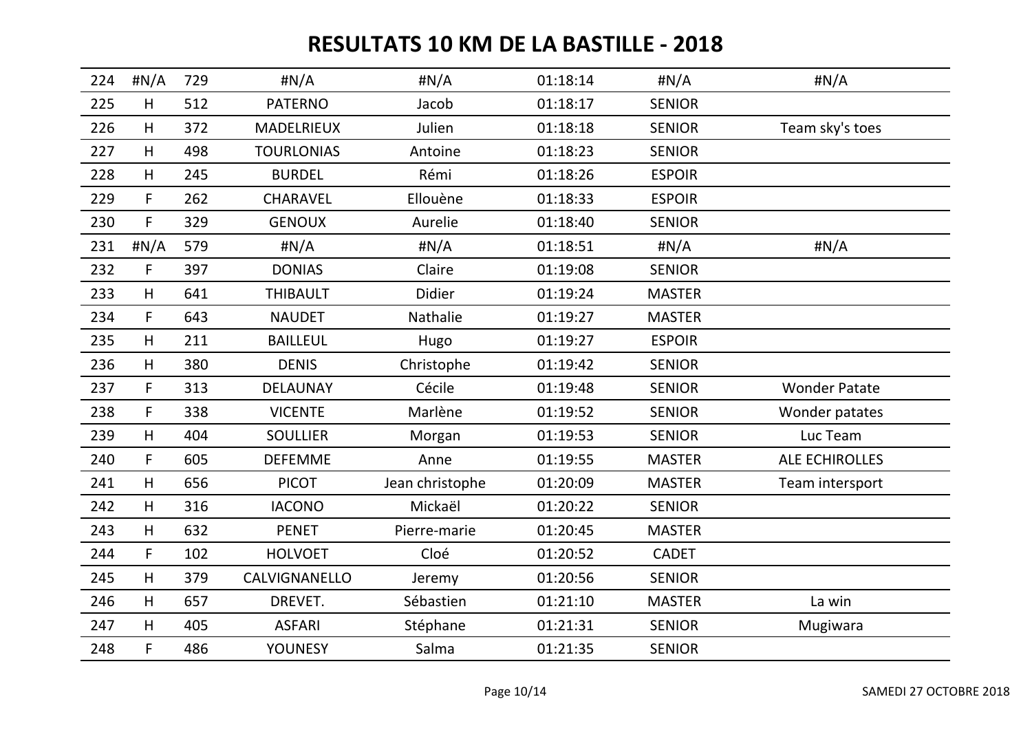# RESULTATS 10 KM DE LA BASTILLE - 2018

| | | | | | | | |
|---|---|---|---|---|---|---|---|
| 224 | #N/A | 729 | #N/A | #N/A | 01:18:14 | #N/A | #N/A |
| 225 | H | 512 | PATERNO | Jacob | 01:18:17 | SENIOR | |
| 226 | H | 372 | MADELRIEUX | Julien | 01:18:18 | SENIOR | Team sky's toes |
| 227 | H | 498 | TOURLONIAS | Antoine | 01:18:23 | SENIOR | |
| 228 | H | 245 | BURDEL | Rémi | 01:18:26 | ESPOIR | |
| 229 | F | 262 | CHARAVEL | Ellouène | 01:18:33 | ESPOIR | |
| 230 | F | 329 | GENOUX | Aurelie | 01:18:40 | SENIOR | |
| 231 | #N/A | 579 | #N/A | #N/A | 01:18:51 | #N/A | #N/A |
| 232 | F | 397 | DONIAS | Claire | 01:19:08 | SENIOR | |
| 233 | H | 641 | THIBAULT | Didier | 01:19:24 | MASTER | |
| 234 | F | 643 | NAUDET | Nathalie | 01:19:27 | MASTER | |
| 235 | H | 211 | BAILLEUL | Hugo | 01:19:27 | ESPOIR | |
| 236 | H | 380 | DENIS | Christophe | 01:19:42 | SENIOR | |
| 237 | F | 313 | DELAUNAY | Cécile | 01:19:48 | SENIOR | Wonder Patate |
| 238 | F | 338 | VICENTE | Marlène | 01:19:52 | SENIOR | Wonder patates |
| 239 | H | 404 | SOULLIER | Morgan | 01:19:53 | SENIOR | Luc Team |
| 240 | F | 605 | DEFEMME | Anne | 01:19:55 | MASTER | ALE ECHIROLLES |
| 241 | H | 656 | PICOT | Jean christophe | 01:20:09 | MASTER | Team intersport |
| 242 | H | 316 | IACONO | Mickaël | 01:20:22 | SENIOR | |
| 243 | H | 632 | PENET | Pierre-marie | 01:20:45 | MASTER | |
| 244 | F | 102 | HOLVOET | Cloé | 01:20:52 | CADET | |
| 245 | H | 379 | CALVIGNANELLO | Jeremy | 01:20:56 | SENIOR | |
| 246 | H | 657 | DREVET. | Sébastien | 01:21:10 | MASTER | La win |
| 247 | H | 405 | ASFARI | Stéphane | 01:21:31 | SENIOR | Mugiwara |
| 248 | F | 486 | YOUNESY | Salma | 01:21:35 | SENIOR | |

SAMEDI 27 OCTOBRE 2018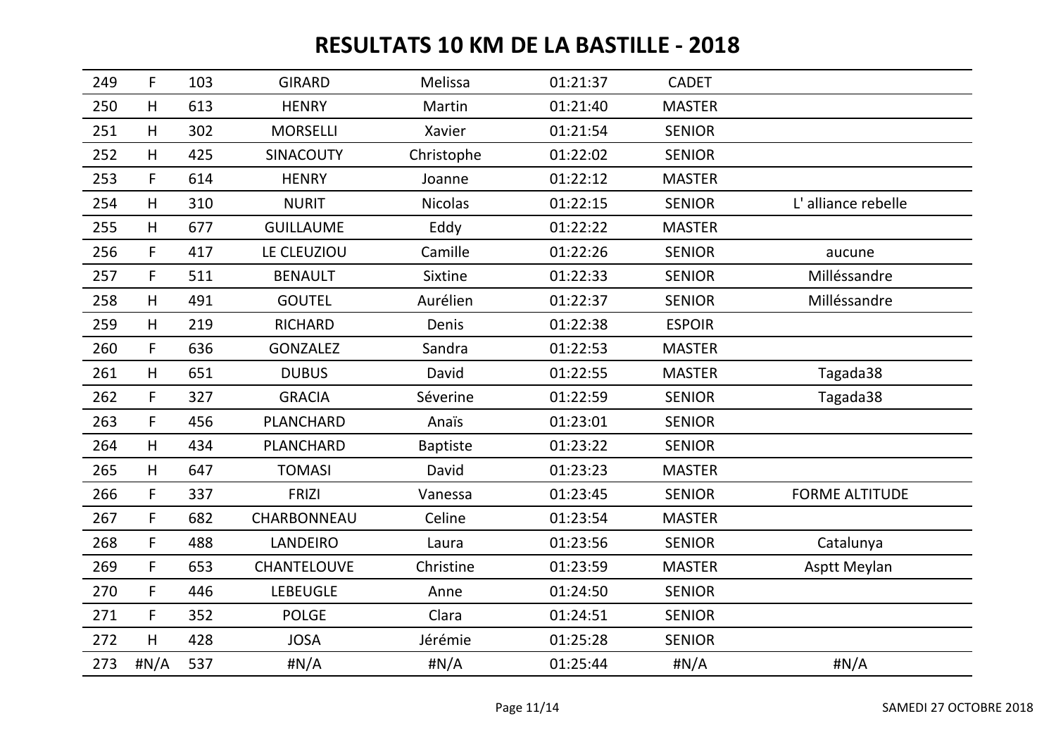# RESULTATS 10 KM DE LA BASTILLE - 2018

| | | | | | | | |
|---|---|---|---|---|---|---|---|
| 249 | F | 103 | GIRARD | Melissa | 01:21:37 | CADET | |
| 250 | H | 613 | HENRY | Martin | 01:21:40 | MASTER | |
| 251 | H | 302 | MORSELLI | Xavier | 01:21:54 | SENIOR | |
| 252 | H | 425 | SINACOUTY | Christophe | 01:22:02 | SENIOR | |
| 253 | F | 614 | HENRY | Joanne | 01:22:12 | MASTER | |
| 254 | H | 310 | NURIT | Nicolas | 01:22:15 | SENIOR | L' alliance rebelle |
| 255 | H | 677 | GUILLAUME | Eddy | 01:22:22 | MASTER | |
| 256 | F | 417 | LE CLEUZIOU | Camille | 01:22:26 | SENIOR | aucune |
| 257 | F | 511 | BENAULT | Sixtine | 01:22:33 | SENIOR | Milléssandre |
| 258 | H | 491 | GOUTEL | Aurélien | 01:22:37 | SENIOR | Milléssandre |
| 259 | H | 219 | RICHARD | Denis | 01:22:38 | ESPOIR | |
| 260 | F | 636 | GONZALEZ | Sandra | 01:22:53 | MASTER | |
| 261 | H | 651 | DUBUS | David | 01:22:55 | MASTER | Tagada38 |
| 262 | F | 327 | GRACIA | Séverine | 01:22:59 | SENIOR | Tagada38 |
| 263 | F | 456 | PLANCHARD | Anaïs | 01:23:01 | SENIOR | |
| 264 | H | 434 | PLANCHARD | Baptiste | 01:23:22 | SENIOR | |
| 265 | H | 647 | TOMASI | David | 01:23:23 | MASTER | |
| 266 | F | 337 | FRIZI | Vanessa | 01:23:45 | SENIOR | FORME ALTITUDE |
| 267 | F | 682 | CHARBONNEAU | Celine | 01:23:54 | MASTER | |
| 268 | F | 488 | LANDEIRO | Laura | 01:23:56 | SENIOR | Catalunya |
| 269 | F | 653 | CHANTELOUVE | Christine | 01:23:59 | MASTER | Asptt Meylan |
| 270 | F | 446 | LEBEUGLE | Anne | 01:24:50 | SENIOR | |
| 271 | F | 352 | POLGE | Clara | 01:24:51 | SENIOR | |
| 272 | H | 428 | JOSA | Jérémie | 01:25:28 | SENIOR | |
| 273 | #N/A | 537 | #N/A | #N/A | 01:25:44 | #N/A | #N/A |

SAMEDI 27 OCTOBRE 2018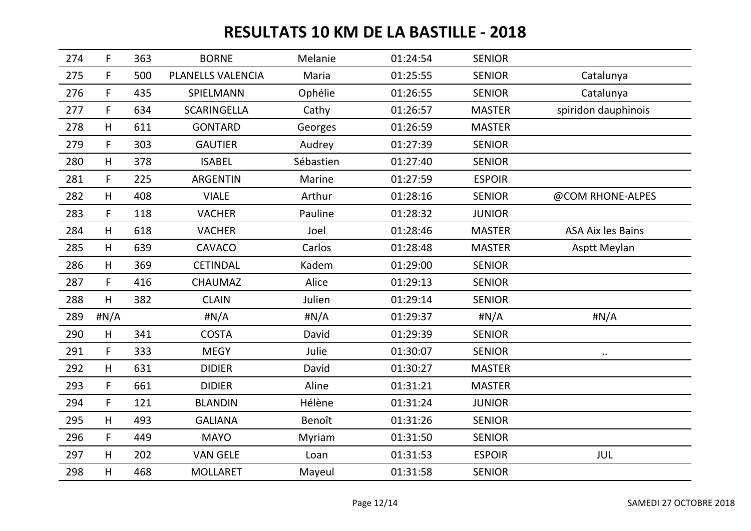# RESULTATS 10 KM DE LA BASTILLE - 2018

| | | | | | | | |
|---|---|---|---|---|---|---|---|
| 274 | F | 363 | BORNE | Melanie | 01:24:54 | SENIOR | |
| 275 | F | 500 | PLANELLS VALENCIA | Maria | 01:25:55 | SENIOR | Catalunya |
| 276 | F | 435 | SPIELMANN | Ophélie | 01:26:55 | SENIOR | Catalunya |
| 277 | F | 634 | SCARINGELLA | Cathy | 01:26:57 | MASTER | spiridon dauphinois |
| 278 | H | 611 | GONTARD | Georges | 01:26:59 | MASTER | |
| 279 | F | 303 | GAUTIER | Audrey | 01:27:39 | SENIOR | |
| 280 | H | 378 | ISABEL | Sébastien | 01:27:40 | SENIOR | |
| 281 | F | 225 | ARGENTIN | Marine | 01:27:59 | ESPOIR | |
| 282 | H | 408 | VIALE | Arthur | 01:28:16 | SENIOR | @COM RHONE-ALPES |
| 283 | F | 118 | VACHER | Pauline | 01:28:32 | JUNIOR | |
| 284 | H | 618 | VACHER | Joel | 01:28:46 | MASTER | ASA Aix les Bains |
| 285 | H | 639 | CAVACO | Carlos | 01:28:48 | MASTER | Asptt Meylan |
| 286 | H | 369 | CETINDAL | Kadem | 01:29:00 | SENIOR | |
| 287 | F | 416 | CHAUMAZ | Alice | 01:29:13 | SENIOR | |
| 288 | H | 382 | CLAIN | Julien | 01:29:14 | SENIOR | |
| 289 | #N/A | | #N/A | #N/A | 01:29:37 | #N/A | #N/A |
| 290 | H | 341 | COSTA | David | 01:29:39 | SENIOR | |
| 291 | F | 333 | MEGY | Julie | 01:30:07 | SENIOR | .. |
| 292 | H | 631 | DIDIER | David | 01:30:27 | MASTER | |
| 293 | F | 661 | DIDIER | Aline | 01:31:21 | MASTER | |
| 294 | F | 121 | BLANDIN | Hélène | 01:31:24 | JUNIOR | |
| 295 | H | 493 | GALIANA | Benoît | 01:31:26 | SENIOR | |
| 296 | F | 449 | MAYO | Myriam | 01:31:50 | SENIOR | |
| 297 | H | 202 | VAN GELE | Loan | 01:31:53 | ESPOIR | JUL |
| 298 | H | 468 | MOLLARET | Mayeul | 01:31:58 | SENIOR | |

SAMEDI 27 OCTOBRE 2018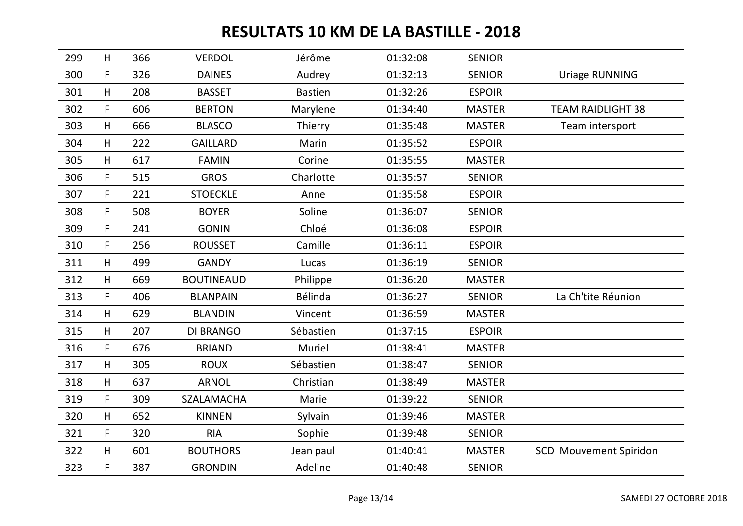# RESULTATS 10 KM DE LA BASTILLE - 2018

| | | | | | | | |
|---|---|---|---|---|---|---|---|
| 299 | H | 366 | VERDOL | Jérôme | 01:32:08 | SENIOR | |
| 300 | F | 326 | DAINES | Audrey | 01:32:13 | SENIOR | Uriage RUNNING |
| 301 | H | 208 | BASSET | Bastien | 01:32:26 | ESPOIR | |
| 302 | F | 606 | BERTON | Marylene | 01:34:40 | MASTER | TEAM RAIDLIGHT 38 |
| 303 | H | 666 | BLASCO | Thierry | 01:35:48 | MASTER | Team intersport |
| 304 | H | 222 | GAILLARD | Marin | 01:35:52 | ESPOIR | |
| 305 | H | 617 | FAMIN | Corine | 01:35:55 | MASTER | |
| 306 | F | 515 | GROS | Charlotte | 01:35:57 | SENIOR | |
| 307 | F | 221 | STOECKLE | Anne | 01:35:58 | ESPOIR | |
| 308 | F | 508 | BOYER | Soline | 01:36:07 | SENIOR | |
| 309 | F | 241 | GONIN | Chloé | 01:36:08 | ESPOIR | |
| 310 | F | 256 | ROUSSET | Camille | 01:36:11 | ESPOIR | |
| 311 | H | 499 | GANDY | Lucas | 01:36:19 | SENIOR | |
| 312 | H | 669 | BOUTINEAUD | Philippe | 01:36:20 | MASTER | |
| 313 | F | 406 | BLANPAIN | Bélinda | 01:36:27 | SENIOR | La Ch'tite Réunion |
| 314 | H | 629 | BLANDIN | Vincent | 01:36:59 | MASTER | |
| 315 | H | 207 | DI BRANGO | Sébastien | 01:37:15 | ESPOIR | |
| 316 | F | 676 | BRIAND | Muriel | 01:38:41 | MASTER | |
| 317 | H | 305 | ROUX | Sébastien | 01:38:47 | SENIOR | |
| 318 | H | 637 | ARNOL | Christian | 01:38:49 | MASTER | |
| 319 | F | 309 | SZALAMACHA | Marie | 01:39:22 | SENIOR | |
| 320 | H | 652 | KINNEN | Sylvain | 01:39:46 | MASTER | |
| 321 | F | 320 | RIA | Sophie | 01:39:48 | SENIOR | |
| 322 | H | 601 | BOUTHORS | Jean paul | 01:40:41 | MASTER | SCD Mouvement Spiridon |
| 323 | F | 387 | GRONDIN | Adeline | 01:40:48 | SENIOR | |

SAMEDI 27 OCTOBRE 2018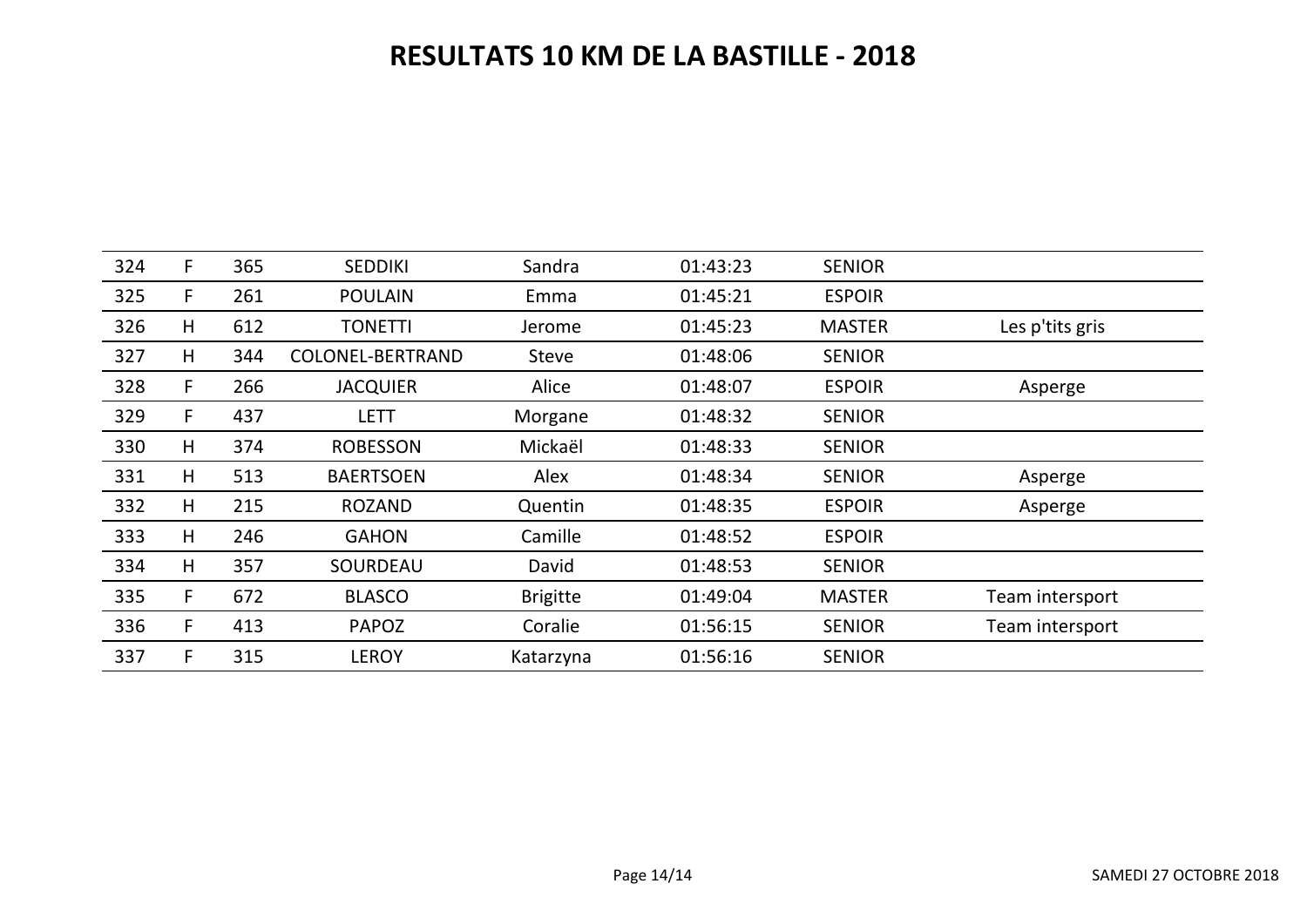# RESULTATS 10 KM DE LA BASTILLE - 2018

| | | | | | | | |
|---|---|---|---|---|---|---|---|
| 324 | F | 365 | SEDDIKI | Sandra | 01:43:23 | SENIOR | |
| 325 | F | 261 | POULAIN | Emma | 01:45:21 | ESPOIR | |
| 326 | H | 612 | TONETTI | Jerome | 01:45:23 | MASTER | Les p'tits gris |
| 327 | H | 344 | COLONEL-BERTRAND | Steve | 01:48:06 | SENIOR | |
| 328 | F | 266 | JACQUIER | Alice | 01:48:07 | ESPOIR | Asperge |
| 329 | F | 437 | LETT | Morgane | 01:48:32 | SENIOR | |
| 330 | H | 374 | ROBESSON | Mickaël | 01:48:33 | SENIOR | |
| 331 | H | 513 | BAERTSOEN | Alex | 01:48:34 | SENIOR | Asperge |
| 332 | H | 215 | ROZAND | Quentin | 01:48:35 | ESPOIR | Asperge |
| 333 | H | 246 | GAHON | Camille | 01:48:52 | ESPOIR | |
| 334 | H | 357 | SOURDEAU | David | 01:48:53 | SENIOR | |
| 335 | F | 672 | BLASCO | Brigitte | 01:49:04 | MASTER | Team intersport |
| 336 | F | 413 | PAPOZ | Coralie | 01:56:15 | SENIOR | Team intersport |
| 337 | F | 315 | LEROY | Katarzyna | 01:56:16 | SENIOR | |

SAMEDI 27 OCTOBRE 2018